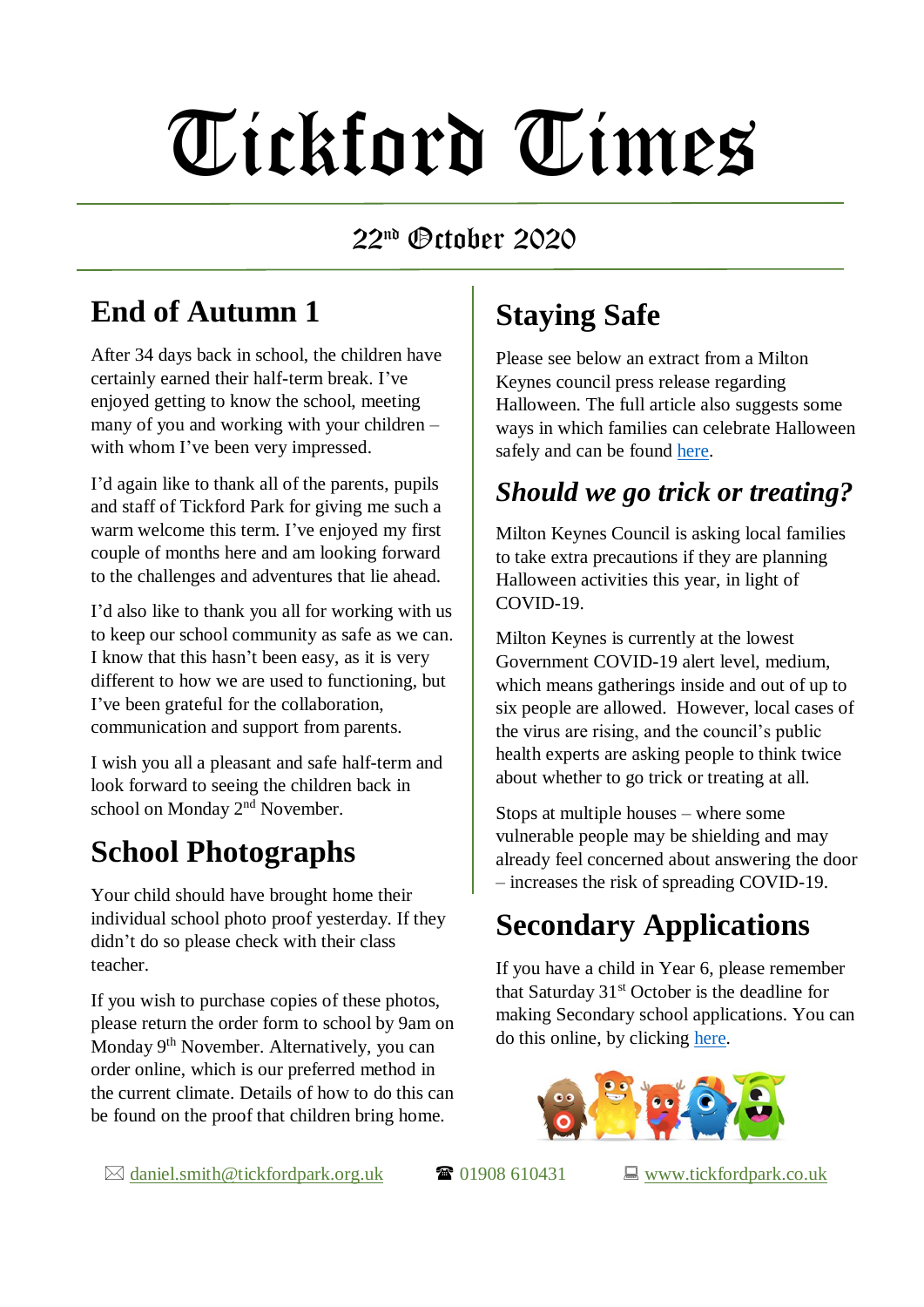# Tickford Times

22nd October 2020

## End of Autumn 1

After 34 days back in school, the children have certainly earned their half-term break. I've enjoyed getting to know the school, meeting many of you and working with your children – with whom I've been very impressed.

I'd again like to thank all of the parents, pupils and staff of Tickford Park for giving me such a warm welcome this term. I've enjoyed my first couple of months here and am looking forward to the challenges and adventures that lie ahead.

I'd also like to thank you all for working with us to keep our school community as safe as we can. I know that this hasn't been easy, as it is very different to how we are used to functioning, but I've been grateful for the collaboration, communication and support from parents.

I wish you all a pleasant and safe half-term and look forward to seeing the children back in school on Monday 2nd November.

## School Photographs

Your child should have brought home their individual school photo proof yesterday. If they didn't do so please check with their class teacher.

If you wish to purchase copies of these photos, please return the order form to school by 9am on Monday 9th November. Alternatively, you can order online, which is our preferred method in the current climate. Details of how to do this can be found on the proof that children bring home.

## Staying Safe

Please see below an extract from a Milton Keynes council press release regarding Halloween. The full article also suggests some ways in which families can celebrate Halloween safely and can be found here.

### *Should we go trick or treating?*

Milton Keynes Council is asking local families to take extra precautions if they are planning Halloween activities this year, in light of COVID-19.

Milton Keynes is currently at the lowest Government COVID-19 alert level, medium, which means gatherings inside and out of up to six people are allowed. However, local cases of the virus are rising, and the council's public health experts are asking people to think twice about whether to go trick or treating at all.

Stops at multiple houses – where some vulnerable people may be shielding and may already feel concerned about answering the door – increases the risk of spreading COVID-19.

## Secondary Applications

If you have a child in Year 6, please remember that Saturday 31st October is the deadline for making Secondary school applications. You can do this online, by clicking here.

✉ daniel.smith@tickfordpark.org.uk ☎ 01908 610431 💻 www.tickfordpark.co.uk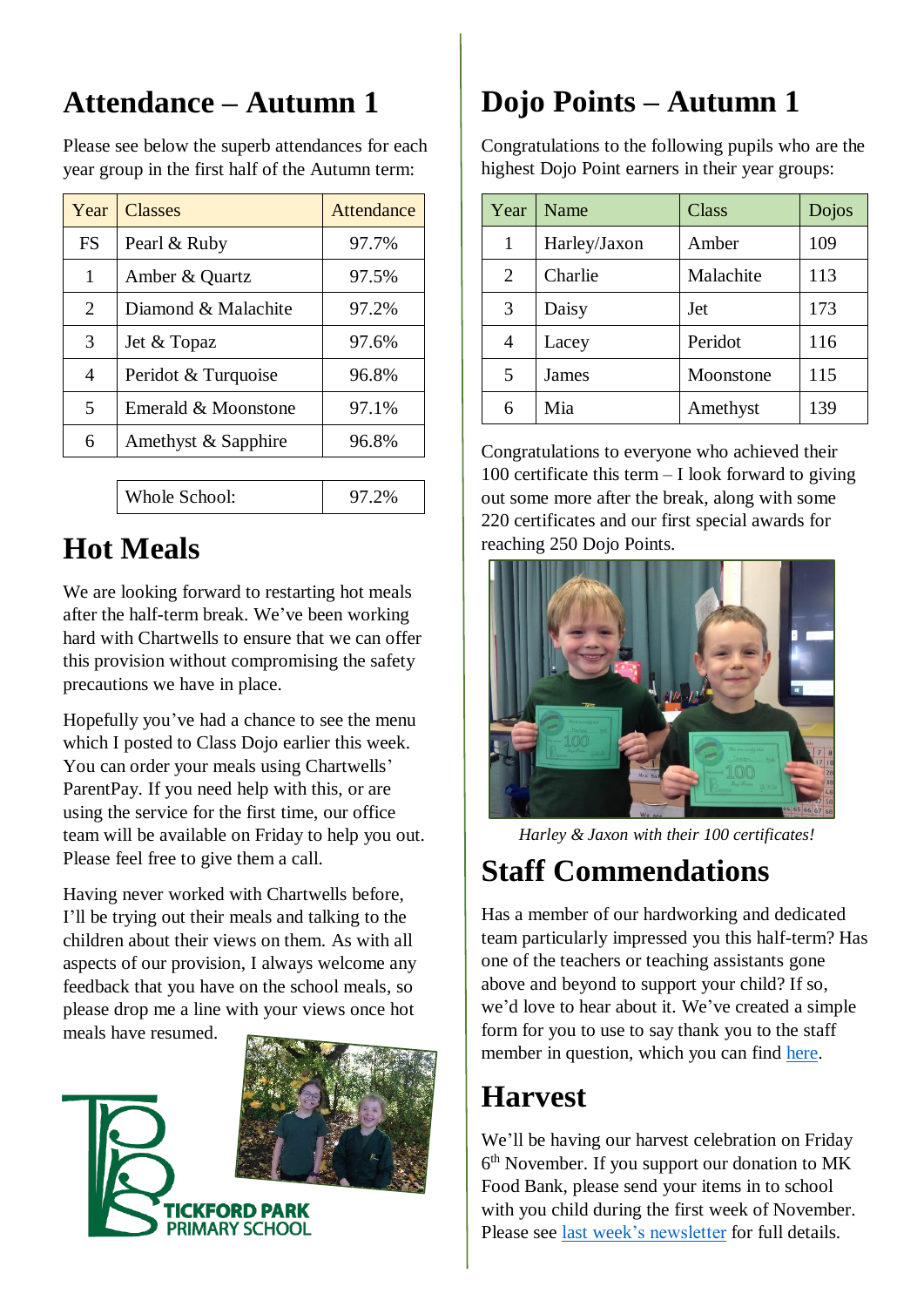## Attendance – Autumn 1

Please see below the superb attendances for each year group in the first half of the Autumn term:

| Year | Classes | Attendance |
|---|---|---|
| FS | Pearl & Ruby | 97.7% |
| 1 | Amber & Quartz | 97.5% |
| 2 | Diamond & Malachite | 97.2% |
| 3 | Jet & Topaz | 97.6% |
| 4 | Peridot & Turquoise | 96.8% |
| 5 | Emerald & Moonstone | 97.1% |
| 6 | Amethyst & Sapphire | 96.8% |

| | |
|---|---|
| Whole School: | 97.2% |

## Hot Meals

We are looking forward to restarting hot meals after the half-term break. We've been working hard with Chartwells to ensure that we can offer this provision without compromising the safety precautions we have in place.

Hopefully you've had a chance to see the menu which I posted to Class Dojo earlier this week. You can order your meals using Chartwells' ParentPay. If you need help with this, or are using the service for the first time, our office team will be available on Friday to help you out. Please feel free to give them a call.

Having never worked with Chartwells before, I'll be trying out their meals and talking to the children about their views on them. As with all aspects of our provision, I always welcome any feedback that you have on the school meals, so please drop me a line with your views once hot meals have resumed.

TICKFORD PARK PRIMARY SCHOOL

## Dojo Points – Autumn 1

Congratulations to the following pupils who are the highest Dojo Point earners in their year groups:

| Year | Name | Class | Dojos |
|---|---|---|---|
| 1 | Harley/Jaxon | Amber | 109 |
| 2 | Charlie | Malachite | 113 |
| 3 | Daisy | Jet | 173 |
| 4 | Lacey | Peridot | 116 |
| 5 | James | Moonstone | 115 |
| 6 | Mia | Amethyst | 139 |

Congratulations to everyone who achieved their 100 certificate this term – I look forward to giving out some more after the break, along with some 220 certificates and our first special awards for reaching 250 Dojo Points.

*Harley & Jaxon with their 100 certificates!*

## Staff Commendations

Has a member of our hardworking and dedicated team particularly impressed you this half-term? Has one of the teachers or teaching assistants gone above and beyond to support your child? If so, we'd love to hear about it. We've created a simple form for you to use to say thank you to the staff member in question, which you can find [here](#).

## Harvest

We'll be having our harvest celebration on Friday 6th November. If you support our donation to MK Food Bank, please send your items in to school with you child during the first week of November. Please see [last week's newsletter](#) for full details.